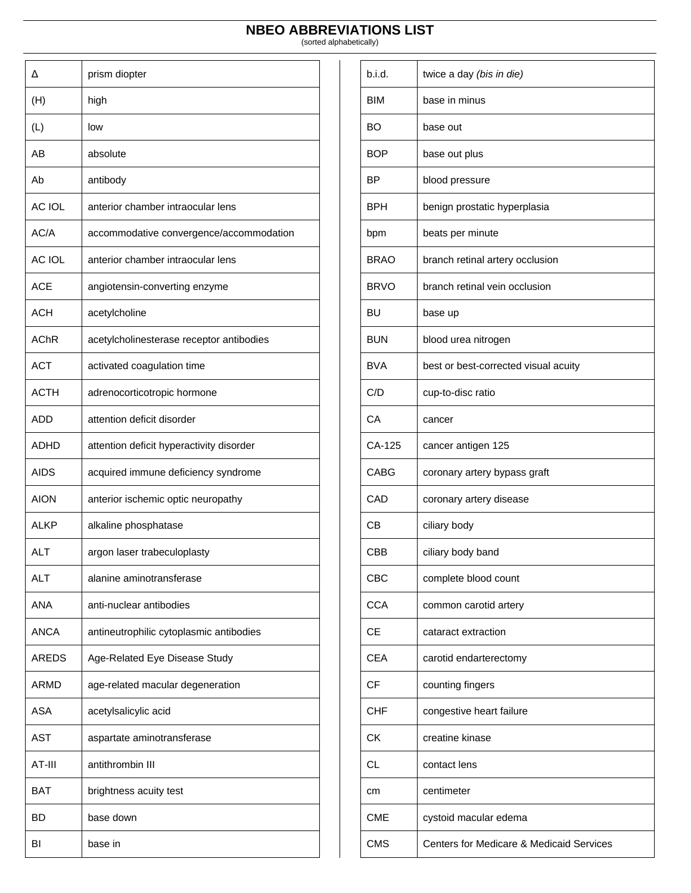# NBEO ABBREVIATIONS LIST

(sorted alphabetically)

| | |
|---|---|
| Δ | prism diopter |
| (H) | high |
| (L) | low |
| AB | absolute |
| Ab | antibody |
| AC IOL | anterior chamber intraocular lens |
| AC/A | accommodative convergence/accommodation |
| AC IOL | anterior chamber intraocular lens |
| ACE | angiotensin-converting enzyme |
| ACH | acetylcholine |
| AChR | acetylcholinesterase receptor antibodies |
| ACT | activated coagulation time |
| ACTH | adrenocorticotropic hormone |
| ADD | attention deficit disorder |
| ADHD | attention deficit hyperactivity disorder |
| AIDS | acquired immune deficiency syndrome |
| AION | anterior ischemic optic neuropathy |
| ALKP | alkaline phosphatase |
| ALT | argon laser trabeculoplasty |
| ALT | alanine aminotransferase |
| ANA | anti-nuclear antibodies |
| ANCA | antineutrophilic cytoplasmic antibodies |
| AREDS | Age-Related Eye Disease Study |
| ARMD | age-related macular degeneration |
| ASA | acetylsalicylic acid |
| AST | aspartate aminotransferase |
| AT-III | antithrombin III |
| BAT | brightness acuity test |
| BD | base down |
| BI | base in |
| b.i.d. | twice a day *(bis in die)* |
| BIM | base in minus |
| BO | base out |
| BOP | base out plus |
| BP | blood pressure |
| BPH | benign prostatic hyperplasia |
| bpm | beats per minute |
| BRAO | branch retinal artery occlusion |
| BRVO | branch retinal vein occlusion |
| BU | base up |
| BUN | blood urea nitrogen |
| BVA | best or best-corrected visual acuity |
| C/D | cup-to-disc ratio |
| CA | cancer |
| CA-125 | cancer antigen 125 |
| CABG | coronary artery bypass graft |
| CAD | coronary artery disease |
| CB | ciliary body |
| CBB | ciliary body band |
| CBC | complete blood count |
| CCA | common carotid artery |
| CE | cataract extraction |
| CEA | carotid endarterectomy |
| CF | counting fingers |
| CHF | congestive heart failure |
| CK | creatine kinase |
| CL | contact lens |
| cm | centimeter |
| CME | cystoid macular edema |
| CMS | Centers for Medicare & Medicaid Services |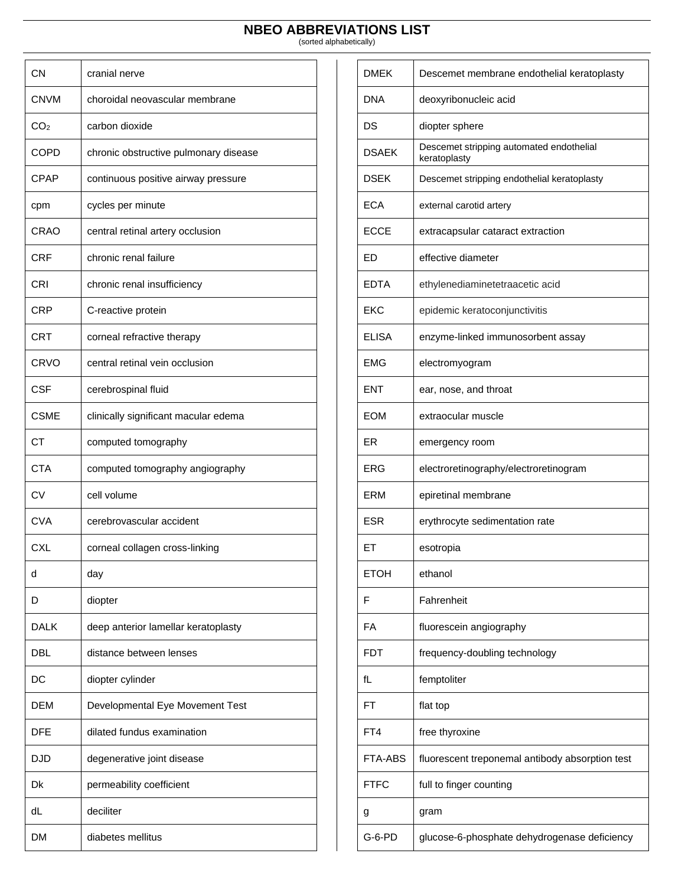# NBEO ABBREVIATIONS LIST

(sorted alphabetically)

| | |
|---|---|
| CN | cranial nerve |
| CNVM | choroidal neovascular membrane |
| $CO_2$ | carbon dioxide |
| COPD | chronic obstructive pulmonary disease |
| CPAP | continuous positive airway pressure |
| cpm | cycles per minute |
| CRAO | central retinal artery occlusion |
| CRF | chronic renal failure |
| CRI | chronic renal insufficiency |
| CRP | C-reactive protein |
| CRT | corneal refractive therapy |
| CRVO | central retinal vein occlusion |
| CSF | cerebrospinal fluid |
| CSME | clinically significant macular edema |
| CT | computed tomography |
| CTA | computed tomography angiography |
| CV | cell volume |
| CVA | cerebrovascular accident |
| CXL | corneal collagen cross-linking |
| d | day |
| D | diopter |
| DALK | deep anterior lamellar keratoplasty |
| DBL | distance between lenses |
| DC | diopter cylinder |
| DEM | Developmental Eye Movement Test |
| DFE | dilated fundus examination |
| DJD | degenerative joint disease |
| Dk | permeability coefficient |
| dL | deciliter |
| DM | diabetes mellitus |
| DMEK | Descemet membrane endothelial keratoplasty |
| DNA | deoxyribonucleic acid |
| DS | diopter sphere |
| DSAEK | Descemet stripping automated endothelial keratoplasty |
| DSEK | Descemet stripping endothelial keratoplasty |
| ECA | external carotid artery |
| ECCE | extracapsular cataract extraction |
| ED | effective diameter |
| EDTA | ethylenediaminetetraacetic acid |
| EKC | epidemic keratoconjunctivitis |
| ELISA | enzyme-linked immunosorbent assay |
| EMG | electromyogram |
| ENT | ear, nose, and throat |
| EOM | extraocular muscle |
| ER | emergency room |
| ERG | electroretinography/electroretinogram |
| ERM | epiretinal membrane |
| ESR | erythrocyte sedimentation rate |
| ET | esotropia |
| ETOH | ethanol |
| F | Fahrenheit |
| FA | fluorescein angiography |
| FDT | frequency-doubling technology |
| fL | femptoliter |
| FT | flat top |
| FT4 | free thyroxine |
| FTA-ABS | fluorescent treponemal antibody absorption test |
| FTFC | full to finger counting |
| g | gram |
| G-6-PD | glucose-6-phosphate dehydrogenase deficiency |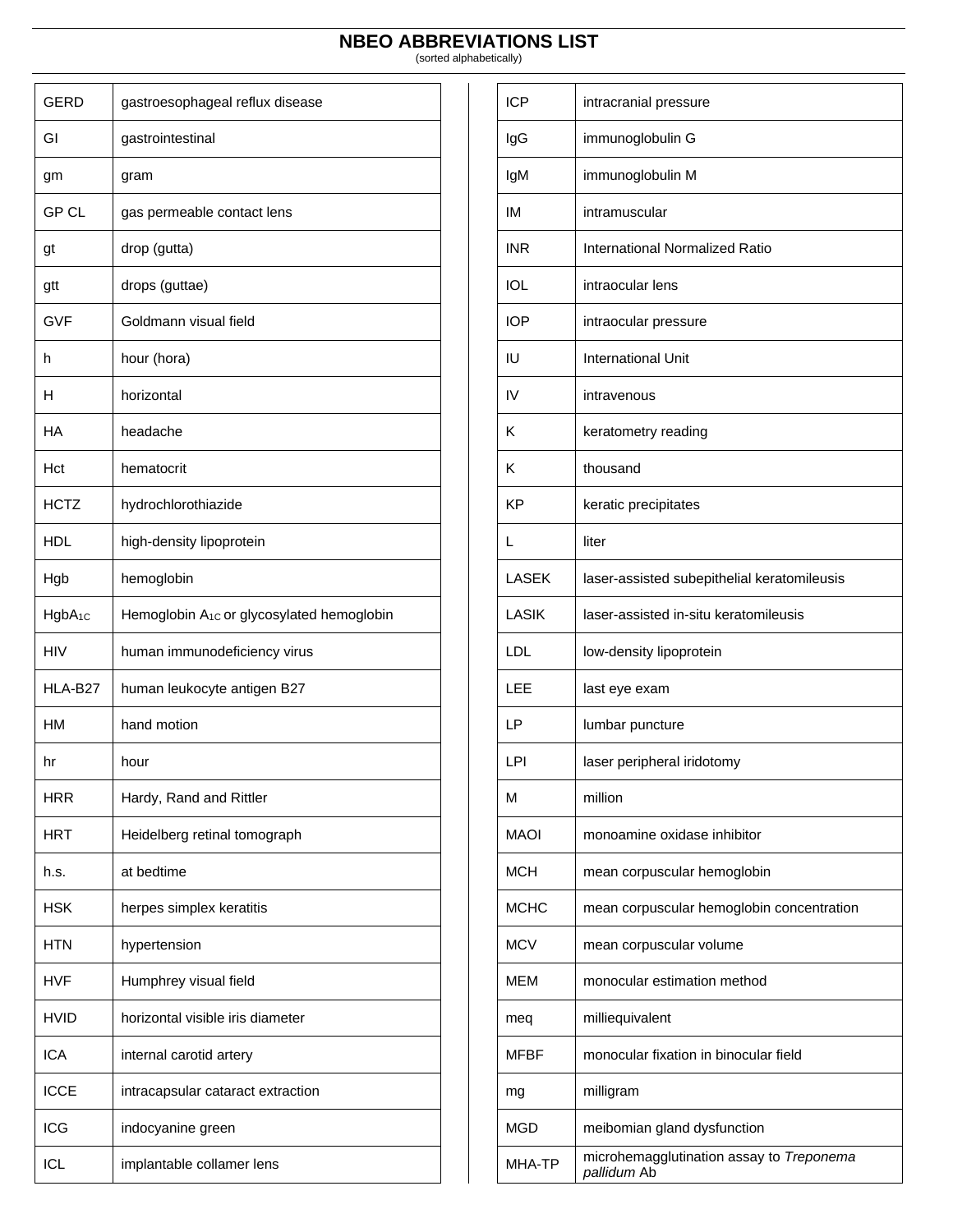# NBEO ABBREVIATIONS LIST

(sorted alphabetically)

| | |
|---|---|
| GERD | gastroesophageal reflux disease |
| GI | gastrointestinal |
| gm | gram |
| GP CL | gas permeable contact lens |
| gt | drop (gutta) |
| gtt | drops (guttae) |
| GVF | Goldmann visual field |
| h | hour (hora) |
| H | horizontal |
| HA | headache |
| Hct | hematocrit |
| HCTZ | hydrochlorothiazide |
| HDL | high-density lipoprotein |
| Hgb | hemoglobin |
| $HgbA_{1C}$ | Hemoglobin $A_{1C}$ or glycosylated hemoglobin |
| HIV | human immunodeficiency virus |
| HLA-B27 | human leukocyte antigen B27 |
| HM | hand motion |
| hr | hour |
| HRR | Hardy, Rand and Rittler |
| HRT | Heidelberg retinal tomograph |
| h.s. | at bedtime |
| HSK | herpes simplex keratitis |
| HTN | hypertension |
| HVF | Humphrey visual field |
| HVID | horizontal visible iris diameter |
| ICA | internal carotid artery |
| ICCE | intracapsular cataract extraction |
| ICG | indocyanine green |
| ICL | implantable collamer lens |

| | |
|---|---|
| ICP | intracranial pressure |
| IgG | immunoglobulin G |
| IgM | immunoglobulin M |
| IM | intramuscular |
| INR | International Normalized Ratio |
| IOL | intraocular lens |
| IOP | intraocular pressure |
| IU | International Unit |
| IV | intravenous |
| K | keratometry reading |
| K | thousand |
| KP | keratic precipitates |
| L | liter |
| LASEK | laser-assisted subepithelial keratomileusis |
| LASIK | laser-assisted in-situ keratomileusis |
| LDL | low-density lipoprotein |
| LEE | last eye exam |
| LP | lumbar puncture |
| LPI | laser peripheral iridotomy |
| M | million |
| MAOI | monoamine oxidase inhibitor |
| MCH | mean corpuscular hemoglobin |
| MCHC | mean corpuscular hemoglobin concentration |
| MCV | mean corpuscular volume |
| MEM | monocular estimation method |
| meq | milliequivalent |
| MFBF | monocular fixation in binocular field |
| mg | milligram |
| MGD | meibomian gland dysfunction |
| MHA-TP | microhemagglutination assay to *Treponema pallidum* Ab |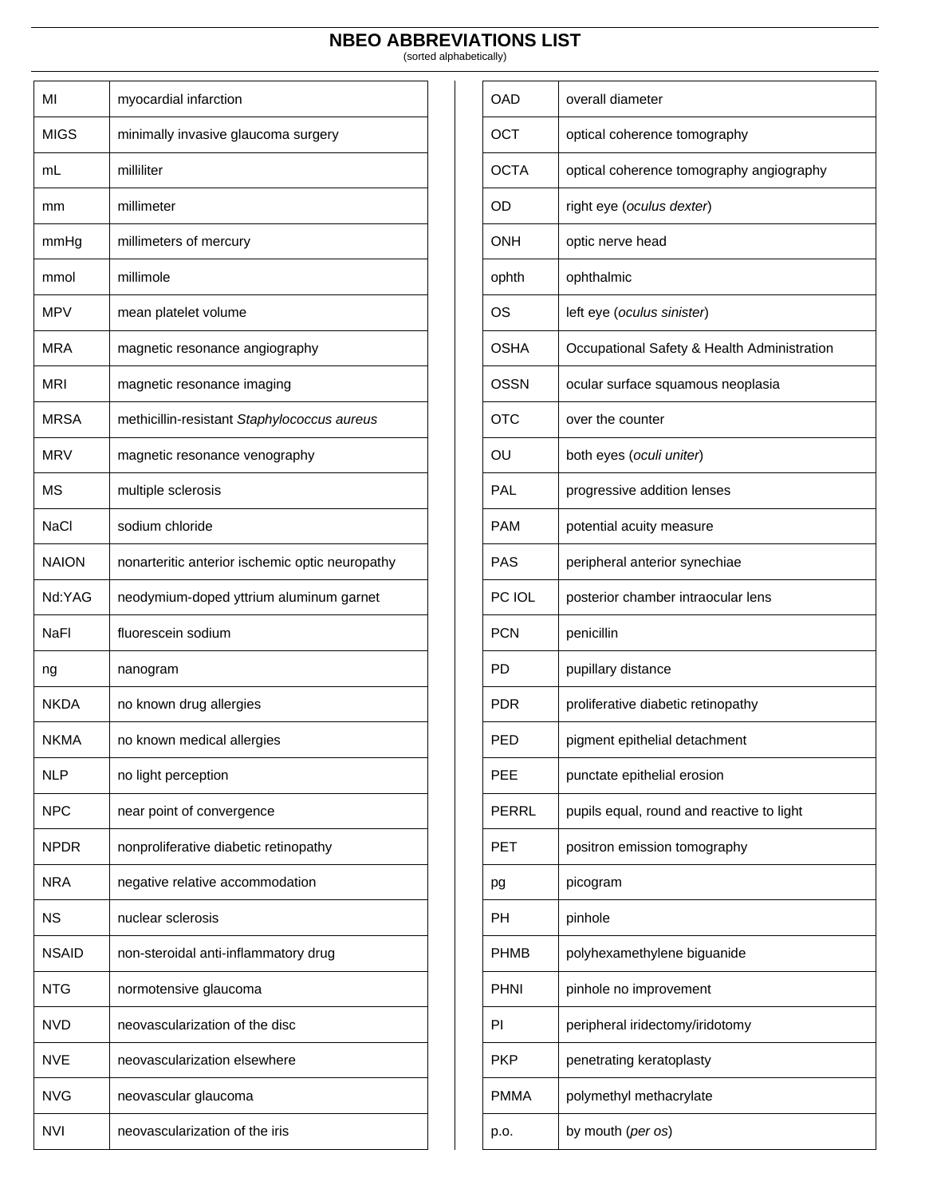# NBEO ABBREVIATIONS LIST

(sorted alphabetically)

| | |
|---|---|
| MI | myocardial infarction |
| MIGS | minimally invasive glaucoma surgery |
| mL | milliliter |
| mm | millimeter |
| mmHg | millimeters of mercury |
| mmol | millimole |
| MPV | mean platelet volume |
| MRA | magnetic resonance angiography |
| MRI | magnetic resonance imaging |
| MRSA | methicillin-resistant *Staphylococcus aureus* |
| MRV | magnetic resonance venography |
| MS | multiple sclerosis |
| NaCl | sodium chloride |
| NAION | nonarteritic anterior ischemic optic neuropathy |
| Nd:YAG | neodymium-doped yttrium aluminum garnet |
| NaFl | fluorescein sodium |
| ng | nanogram |
| NKDA | no known drug allergies |
| NKMA | no known medical allergies |
| NLP | no light perception |
| NPC | near point of convergence |
| NPDR | nonproliferative diabetic retinopathy |
| NRA | negative relative accommodation |
| NS | nuclear sclerosis |
| NSAID | non-steroidal anti-inflammatory drug |
| NTG | normotensive glaucoma |
| NVD | neovascularization of the disc |
| NVE | neovascularization elsewhere |
| NVG | neovascular glaucoma |
| NVI | neovascularization of the iris |

| | |
|---|---|
| OAD | overall diameter |
| OCT | optical coherence tomography |
| OCTA | optical coherence tomography angiography |
| OD | right eye (*oculus dexter*) |
| ONH | optic nerve head |
| ophth | ophthalmic |
| OS | left eye (*oculus sinister*) |
| OSHA | Occupational Safety & Health Administration |
| OSSN | ocular surface squamous neoplasia |
| OTC | over the counter |
| OU | both eyes (*oculi uniter*) |
| PAL | progressive addition lenses |
| PAM | potential acuity measure |
| PAS | peripheral anterior synechiae |
| PC IOL | posterior chamber intraocular lens |
| PCN | penicillin |
| PD | pupillary distance |
| PDR | proliferative diabetic retinopathy |
| PED | pigment epithelial detachment |
| PEE | punctate epithelial erosion |
| PERRL | pupils equal, round and reactive to light |
| PET | positron emission tomography |
| pg | picogram |
| PH | pinhole |
| PHMB | polyhexamethylene biguanide |
| PHNI | pinhole no improvement |
| PI | peripheral iridectomy/iridotomy |
| PKP | penetrating keratoplasty |
| PMMA | polymethyl methacrylate |
| p.o. | by mouth (*per os*) |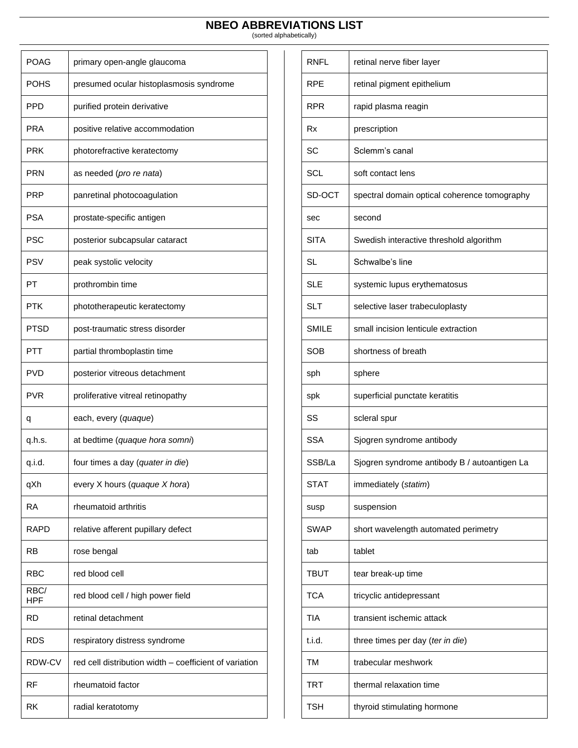# NBEO ABBREVIATIONS LIST

(sorted alphabetically)

| | |
|---|---|
| POAG | primary open-angle glaucoma |
| POHS | presumed ocular histoplasmosis syndrome |
| PPD | purified protein derivative |
| PRA | positive relative accommodation |
| PRK | photorefractive keratectomy |
| PRN | as needed (*pro re nata*) |
| PRP | panretinal photocoagulation |
| PSA | prostate-specific antigen |
| PSC | posterior subcapsular cataract |
| PSV | peak systolic velocity |
| PT | prothrombin time |
| PTK | phototherapeutic keratectomy |
| PTSD | post-traumatic stress disorder |
| PTT | partial thromboplastin time |
| PVD | posterior vitreous detachment |
| PVR | proliferative vitreal retinopathy |
| q | each, every (*quaque*) |
| q.h.s. | at bedtime (*quaque hora somni*) |
| q.i.d. | four times a day (*quater in die*) |
| qXh | every X hours (*quaque X hora*) |
| RA | rheumatoid arthritis |
| RAPD | relative afferent pupillary defect |
| RB | rose bengal |
| RBC | red blood cell |
| RBC/ HPF | red blood cell / high power field |
| RD | retinal detachment |
| RDS | respiratory distress syndrome |
| RDW-CV | red cell distribution width – coefficient of variation |
| RF | rheumatoid factor |
| RK | radial keratotomy |
| RNFL | retinal nerve fiber layer |
| RPE | retinal pigment epithelium |
| RPR | rapid plasma reagin |
| Rx | prescription |
| SC | Sclemm’s canal |
| SCL | soft contact lens |
| SD-OCT | spectral domain optical coherence tomography |
| sec | second |
| SITA | Swedish interactive threshold algorithm |
| SL | Schwalbe’s line |
| SLE | systemic lupus erythematosus |
| SLT | selective laser trabeculoplasty |
| SMILE | small incision lenticule extraction |
| SOB | shortness of breath |
| sph | sphere |
| spk | superficial punctate keratitis |
| SS | scleral spur |
| SSA | Sjogren syndrome antibody |
| SSB/La | Sjogren syndrome antibody B / autoantigen La |
| STAT | immediately (*statim*) |
| susp | suspension |
| SWAP | short wavelength automated perimetry |
| tab | tablet |
| TBUT | tear break-up time |
| TCA | tricyclic antidepressant |
| TIA | transient ischemic attack |
| t.i.d. | three times per day (*ter in die*) |
| TM | trabecular meshwork |
| TRT | thermal relaxation time |
| TSH | thyroid stimulating hormone |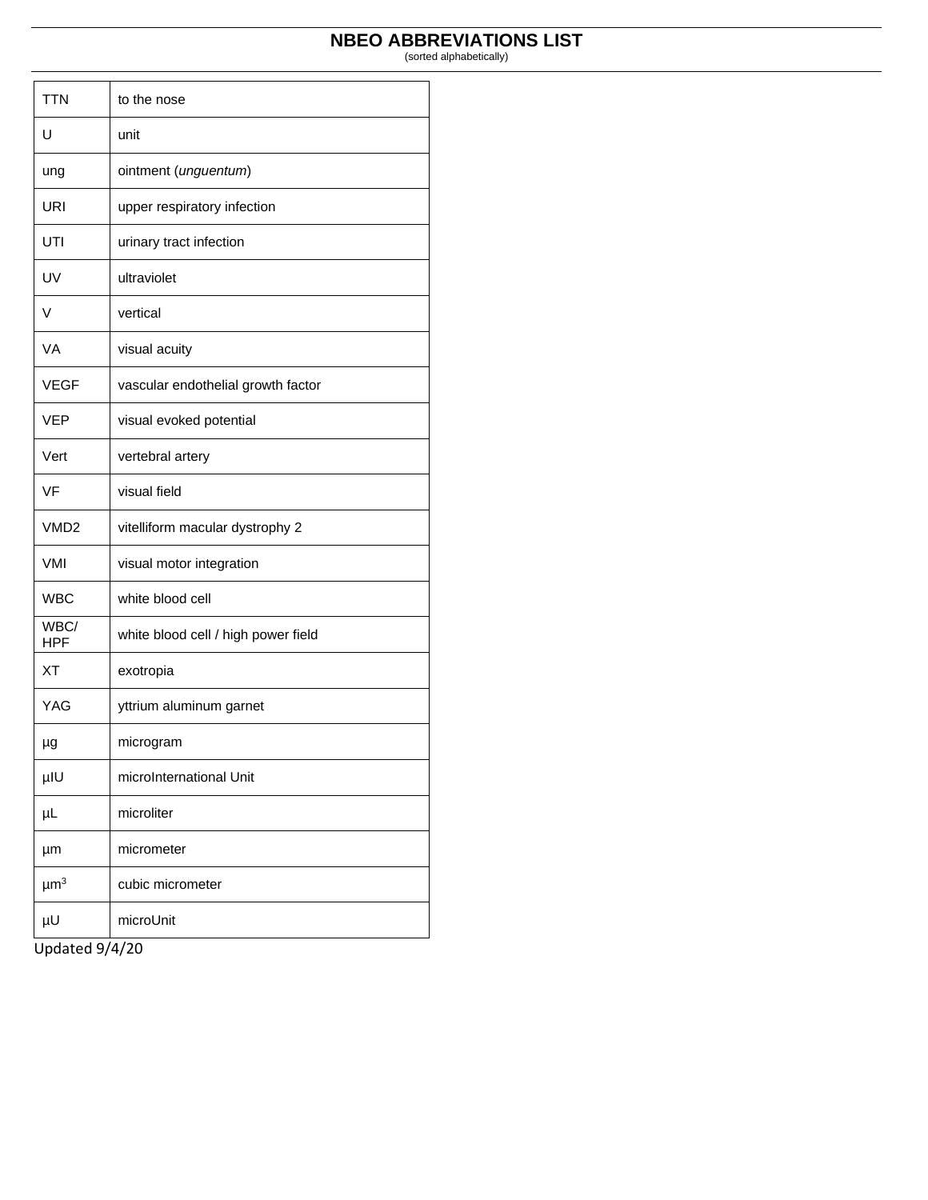# NBEO ABBREVIATIONS LIST

(sorted alphabetically)

| | |
|---|---|
| TTN | to the nose |
| U | unit |
| ung | ointment (*unguentum*) |
| URI | upper respiratory infection |
| UTI | urinary tract infection |
| UV | ultraviolet |
| V | vertical |
| VA | visual acuity |
| VEGF | vascular endothelial growth factor |
| VEP | visual evoked potential |
| Vert | vertebral artery |
| VF | visual field |
| VMD2 | vitelliform macular dystrophy 2 |
| VMI | visual motor integration |
| WBC | white blood cell |
| WBC/ HPF | white blood cell / high power field |
| XT | exotropia |
| YAG | yttrium aluminum garnet |
| µg | microgram |
| µIU | microInternational Unit |
| µL | microliter |
| µm | micrometer |
| $\mu m^3$ | cubic micrometer |
| µU | microUnit |

Updated 9/4/20